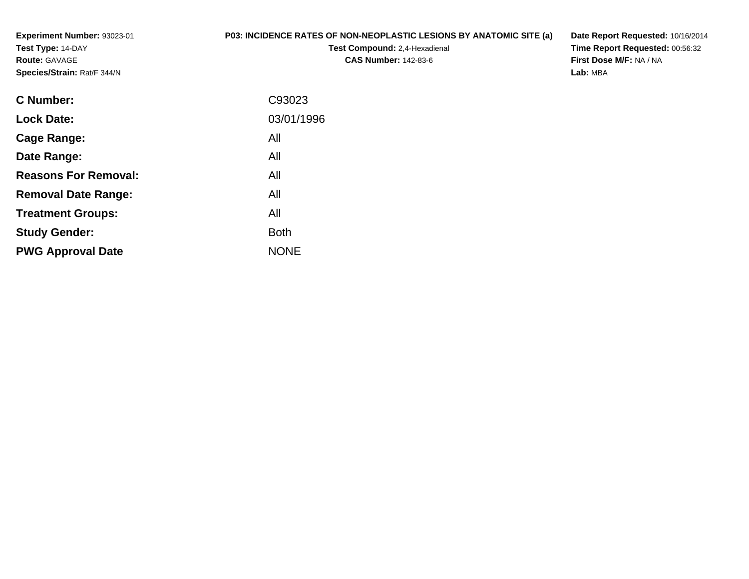**Experiment Number:** 93023-01
**Test Type:** 14-DAY
**Route:** GAVAGE
**Species/Strain:** Rat/F 344/N

**P03: INCIDENCE RATES OF NON-NEOPLASTIC LESIONS BY ANATOMIC SITE (a)**
**Test Compound:** 2,4-Hexadienal
**CAS Number:** 142-83-6

**Date Report Requested:** 10/16/2014
**Time Report Requested:** 00:56:32
**First Dose M/F:** NA / NA
**Lab:** MBA

| | |
|---|---|
| **C Number:** | C93023 |
| **Lock Date:** | 03/01/1996 |
| **Cage Range:** | All |
| **Date Range:** | All |
| **Reasons For Removal:** | All |
| **Removal Date Range:** | All |
| **Treatment Groups:** | All |
| **Study Gender:** | Both |
| **PWG Approval Date** | NONE |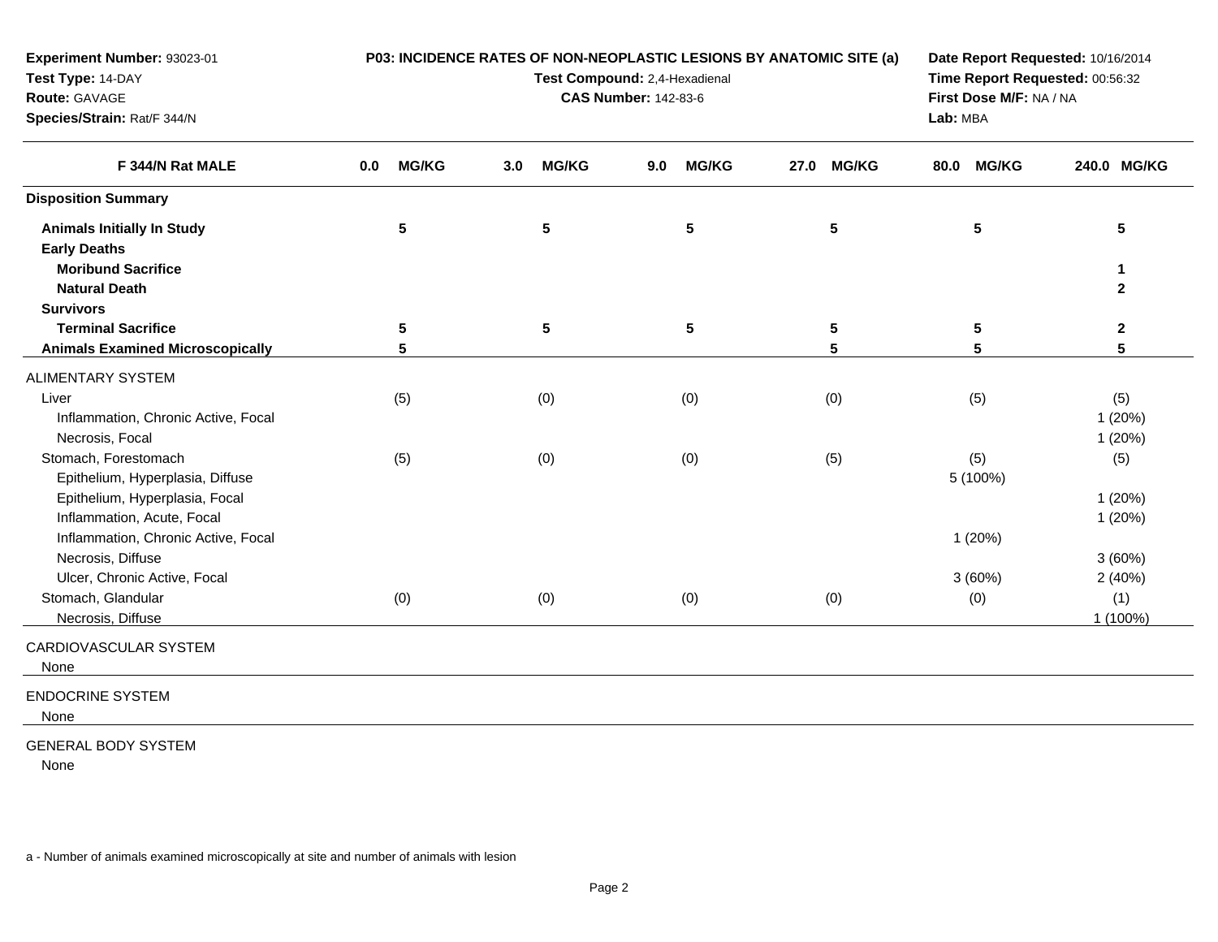**Experiment Number:** 93023-01
**Test Type:** 14-DAY
**Route:** GAVAGE
**Species/Strain:** Rat/F 344/N

**P03: INCIDENCE RATES OF NON-NEOPLASTIC LESIONS BY ANATOMIC SITE (a)**
**Test Compound:** 2,4-Hexadienal
**CAS Number:** 142-83-6

**Date Report Requested:** 10/16/2014
**Time Report Requested:** 00:56:32
**First Dose M/F:** NA / NA
**Lab:** MBA

| F 344/N Rat MALE | 0.0 MG/KG | 3.0 MG/KG | 9.0 MG/KG | 27.0 MG/KG | 80.0 MG/KG | 240.0 MG/KG |
|---|---|---|---|---|---|---|
| **Disposition Summary** | | | | | | |
| **Animals Initially In Study** | 5 | 5 | 5 | 5 | 5 | 5 |
| **Early Deaths** | | | | | | |
| **Moribund Sacrifice** | | | | | | 1 |
| **Natural Death** | | | | | | 2 |
| **Survivors** | | | | | | |
| **Terminal Sacrifice** | 5 | 5 | 5 | 5 | 5 | 2 |
| **Animals Examined Microscopically** | 5 | | | 5 | 5 | 5 |
| ALIMENTARY SYSTEM | | | | | | |
| Liver | (5) | (0) | (0) | (0) | (5) | (5) |
| Inflammation, Chronic Active, Focal | | | | | | 1 (20%) |
| Necrosis, Focal | | | | | | 1 (20%) |
| Stomach, Forestomach | (5) | (0) | (0) | (5) | (5) | (5) |
| Epithelium, Hyperplasia, Diffuse | | | | | 5 (100%) | |
| Epithelium, Hyperplasia, Focal | | | | | | 1 (20%) |
| Inflammation, Acute, Focal | | | | | | 1 (20%) |
| Inflammation, Chronic Active, Focal | | | | | 1 (20%) | |
| Necrosis, Diffuse | | | | | | 3 (60%) |
| Ulcer, Chronic Active, Focal | | | | | 3 (60%) | 2 (40%) |
| Stomach, Glandular | (0) | (0) | (0) | (0) | (0) | (1) |
| Necrosis, Diffuse | | | | | | 1 (100%) |
| CARDIOVASCULAR SYSTEM | | | | | | |
| None | | | | | | |
| ENDOCRINE SYSTEM | | | | | | |
| None | | | | | | |
| GENERAL BODY SYSTEM | | | | | | |
| None | | | | | | |

a - Number of animals examined microscopically at site and number of animals with lesion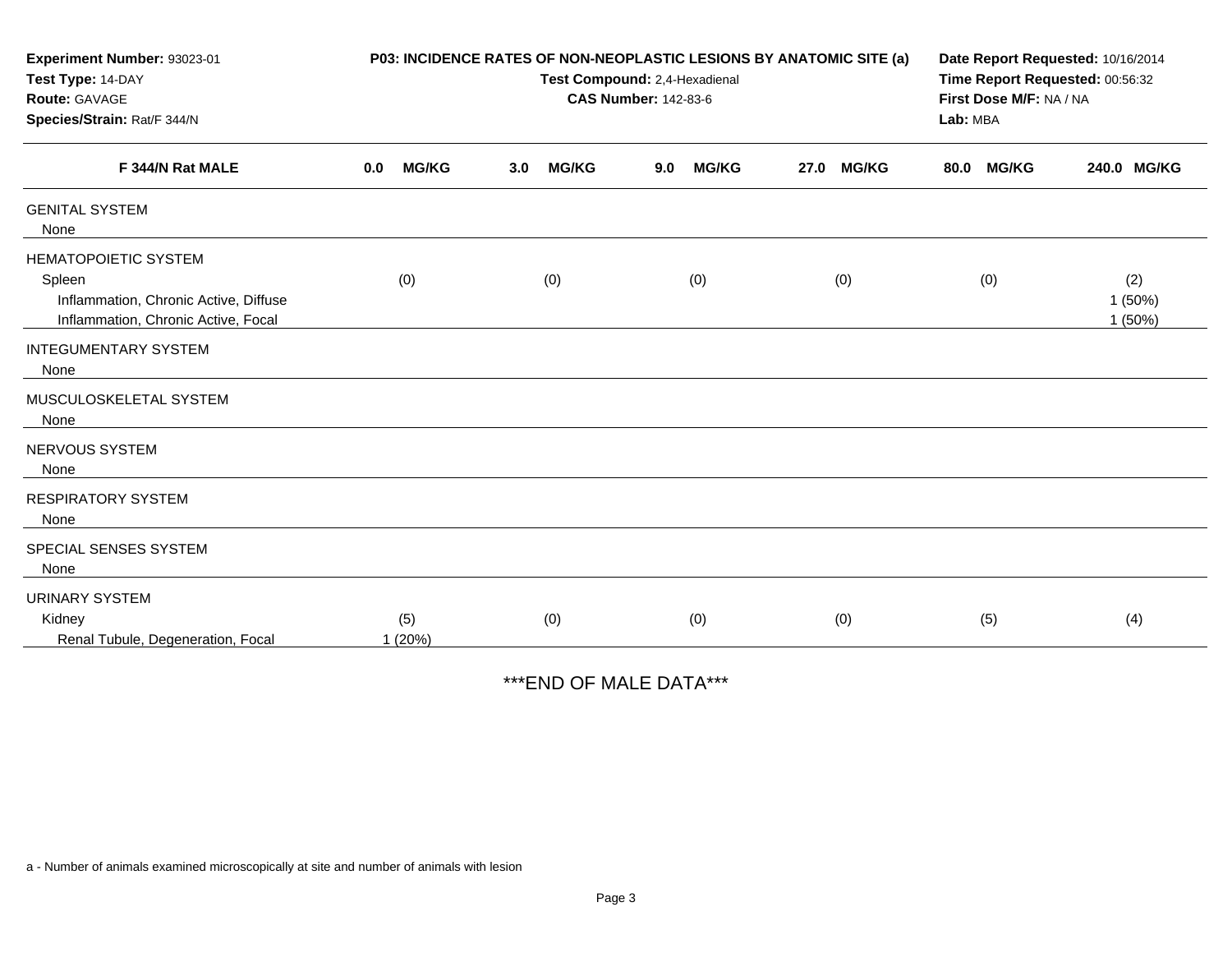**Experiment Number:** 93023-01
**Test Type:** 14-DAY
**Route:** GAVAGE
**Species/Strain:** Rat/F 344/N

**P03: INCIDENCE RATES OF NON-NEOPLASTIC LESIONS BY ANATOMIC SITE (a)**
**Test Compound:** 2,4-Hexadienal
**CAS Number:** 142-83-6

**Date Report Requested:** 10/16/2014
**Time Report Requested:** 00:56:32
**First Dose M/F:** NA / NA
**Lab:** MBA

| F 344/N Rat MALE | 0.0 MG/KG | 3.0 MG/KG | 9.0 MG/KG | 27.0 MG/KG | 80.0 MG/KG | 240.0 MG/KG |
|---|---|---|---|---|---|---|
| GENITAL SYSTEM | | | | | | |
| None | | | | | | |
| HEMATOPOIETIC SYSTEM | | | | | | |
| Spleen | (0) | (0) | (0) | (0) | (0) | (2) |
| Inflammation, Chronic Active, Diffuse | | | | | | 1 (50%) |
| Inflammation, Chronic Active, Focal | | | | | | 1 (50%) |
| INTEGUMENTARY SYSTEM | | | | | | |
| None | | | | | | |
| MUSCULOSKELETAL SYSTEM | | | | | | |
| None | | | | | | |
| NERVOUS SYSTEM | | | | | | |
| None | | | | | | |
| RESPIRATORY SYSTEM | | | | | | |
| None | | | | | | |
| SPECIAL SENSES SYSTEM | | | | | | |
| None | | | | | | |
| URINARY SYSTEM | | | | | | |
| Kidney | (5) | (0) | (0) | (0) | (5) | (4) |
| Renal Tubule, Degeneration, Focal | 1 (20%) | | | | | |

***END OF MALE DATA***

a - Number of animals examined microscopically at site and number of animals with lesion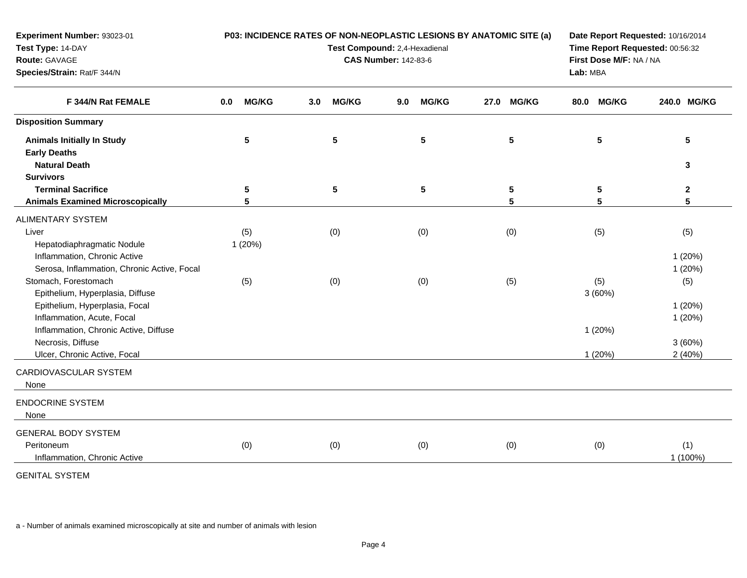**Experiment Number:** 93023-01
**Test Type:** 14-DAY
**Route:** GAVAGE
**Species/Strain:** Rat/F 344/N

**P03: INCIDENCE RATES OF NON-NEOPLASTIC LESIONS BY ANATOMIC SITE (a)**
**Test Compound:** 2,4-Hexadienal
**CAS Number:** 142-83-6

**Date Report Requested:** 10/16/2014
**Time Report Requested:** 00:56:32
**First Dose M/F:** NA / NA
**Lab:** MBA

| F 344/N Rat FEMALE | 0.0 MG/KG | 3.0 MG/KG | 9.0 MG/KG | 27.0 MG/KG | 80.0 MG/KG | 240.0 MG/KG |
|---|---|---|---|---|---|---|
| **Disposition Summary** | | | | | | |
| **Animals Initially In Study** | 5 | 5 | 5 | 5 | 5 | 5 |
| **Early Deaths** | | | | | | |
| **Natural Death** | | | | | | 3 |
| **Survivors** | | | | | | |
| **Terminal Sacrifice** | 5 | 5 | 5 | 5 | 5 | 2 |
| **Animals Examined Microscopically** | 5 | | | 5 | 5 | 5 |
| ALIMENTARY SYSTEM | | | | | | |
| Liver | (5) | (0) | (0) | (0) | (5) | (5) |
| Hepatodiaphragmatic Nodule | 1 (20%) | | | | | |
| Inflammation, Chronic Active | | | | | | 1 (20%) |
| Serosa, Inflammation, Chronic Active, Focal | | | | | | 1 (20%) |
| Stomach, Forestomach | (5) | (0) | (0) | (5) | (5) | (5) |
| Epithelium, Hyperplasia, Diffuse | | | | | 3 (60%) | |
| Epithelium, Hyperplasia, Focal | | | | | | 1 (20%) |
| Inflammation, Acute, Focal | | | | | | 1 (20%) |
| Inflammation, Chronic Active, Diffuse | | | | | 1 (20%) | |
| Necrosis, Diffuse | | | | | | 3 (60%) |
| Ulcer, Chronic Active, Focal | | | | | 1 (20%) | 2 (40%) |
| CARDIOVASCULAR SYSTEM | | | | | | |
| None | | | | | | |
| ENDOCRINE SYSTEM | | | | | | |
| None | | | | | | |
| GENERAL BODY SYSTEM | | | | | | |
| Peritoneum | (0) | (0) | (0) | (0) | (0) | (1) |
| Inflammation, Chronic Active | | | | | | 1 (100%) |
| GENITAL SYSTEM | | | | | | |

a - Number of animals examined microscopically at site and number of animals with lesion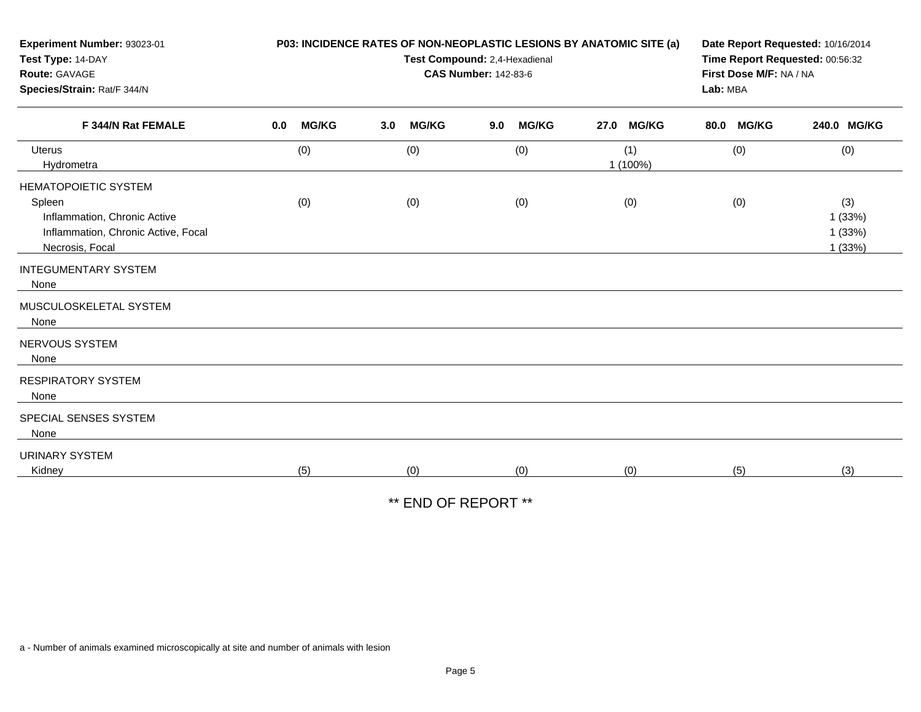**Experiment Number:** 93023-01
**Test Type:** 14-DAY
**Route:** GAVAGE
**Species/Strain:** Rat/F 344/N

**P03: INCIDENCE RATES OF NON-NEOPLASTIC LESIONS BY ANATOMIC SITE (a)**
**Test Compound:** 2,4-Hexadienal
**CAS Number:** 142-83-6

**Date Report Requested:** 10/16/2014
**Time Report Requested:** 00:56:32
**First Dose M/F:** NA / NA
**Lab:** MBA

| F 344/N Rat FEMALE | 0.0 MG/KG | 3.0 MG/KG | 9.0 MG/KG | 27.0 MG/KG | 80.0 MG/KG | 240.0 MG/KG |
|---|---|---|---|---|---|---|
| Uterus | (0) | (0) | (0) | (1) | (0) | (0) |
| Hydrometra | | | | 1 (100%) | | |
| HEMATOPOIETIC SYSTEM | | | | | | |
| Spleen | (0) | (0) | (0) | (0) | (0) | (3) |
| Inflammation, Chronic Active | | | | | | 1 (33%) |
| Inflammation, Chronic Active, Focal | | | | | | 1 (33%) |
| Necrosis, Focal | | | | | | 1 (33%) |
| INTEGUMENTARY SYSTEM | | | | | | |
| None | | | | | | |
| MUSCULOSKELETAL SYSTEM | | | | | | |
| None | | | | | | |
| NERVOUS SYSTEM | | | | | | |
| None | | | | | | |
| RESPIRATORY SYSTEM | | | | | | |
| None | | | | | | |
| SPECIAL SENSES SYSTEM | | | | | | |
| None | | | | | | |
| URINARY SYSTEM | | | | | | |
| Kidney | (5) | (0) | (0) | (0) | (5) | (3) |

** END OF REPORT **

a - Number of animals examined microscopically at site and number of animals with lesion